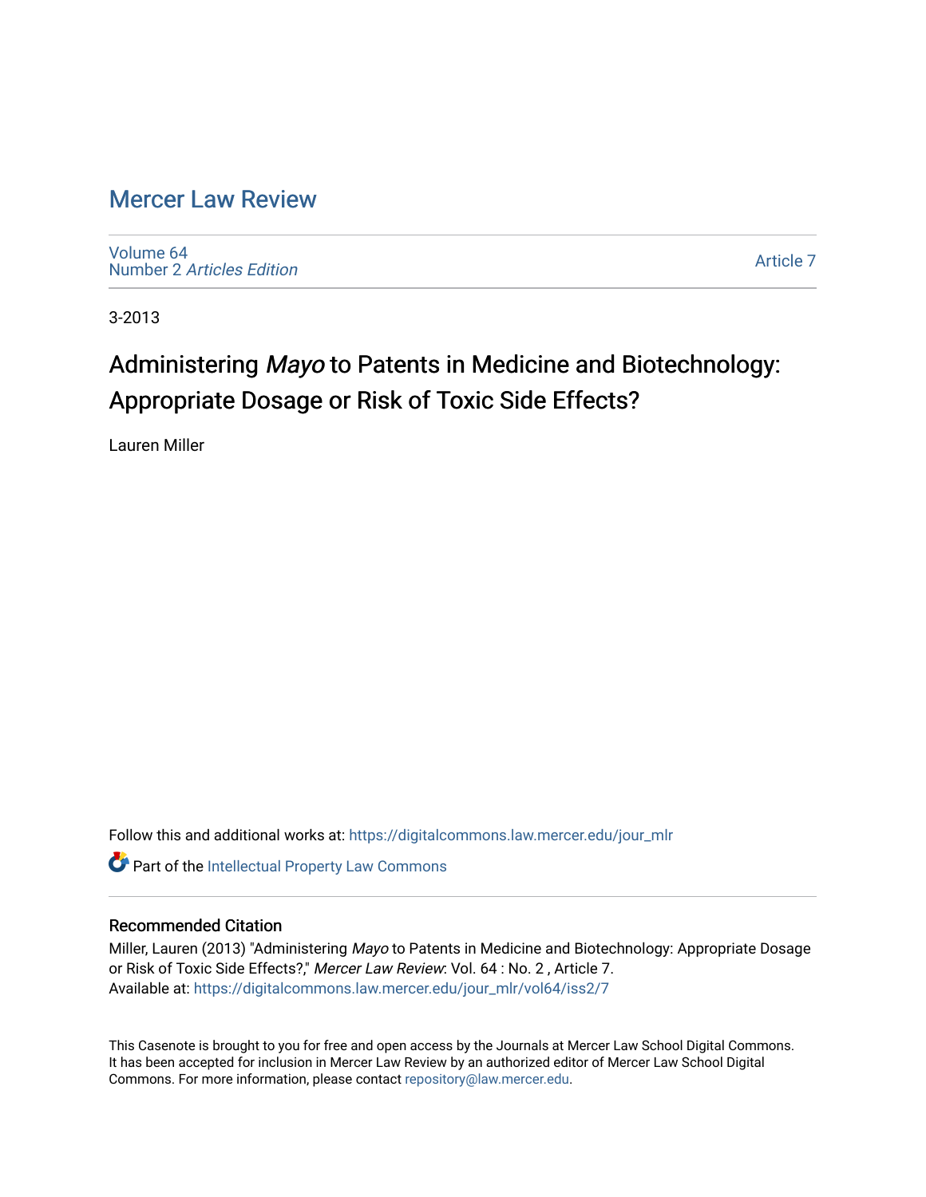# Mercer Law Review

Volume 64
Number 2 *Articles Edition*

Article 7

3-2013

## Administering *Mayo* to Patents in Medicine and Biotechnology: Appropriate Dosage or Risk of Toxic Side Effects?

Lauren Miller

Follow this and additional works at: https://digitalcommons.law.mercer.edu/jour_mlr

Part of the Intellectual Property Law Commons

### Recommended Citation

Miller, Lauren (2013) "Administering *Mayo* to Patents in Medicine and Biotechnology: Appropriate Dosage or Risk of Toxic Side Effects?," *Mercer Law Review*: Vol. 64 : No. 2 , Article 7.
Available at: https://digitalcommons.law.mercer.edu/jour_mlr/vol64/iss2/7

This Casenote is brought to you for free and open access by the Journals at Mercer Law School Digital Commons. It has been accepted for inclusion in Mercer Law Review by an authorized editor of Mercer Law School Digital Commons. For more information, please contact repository@law.mercer.edu.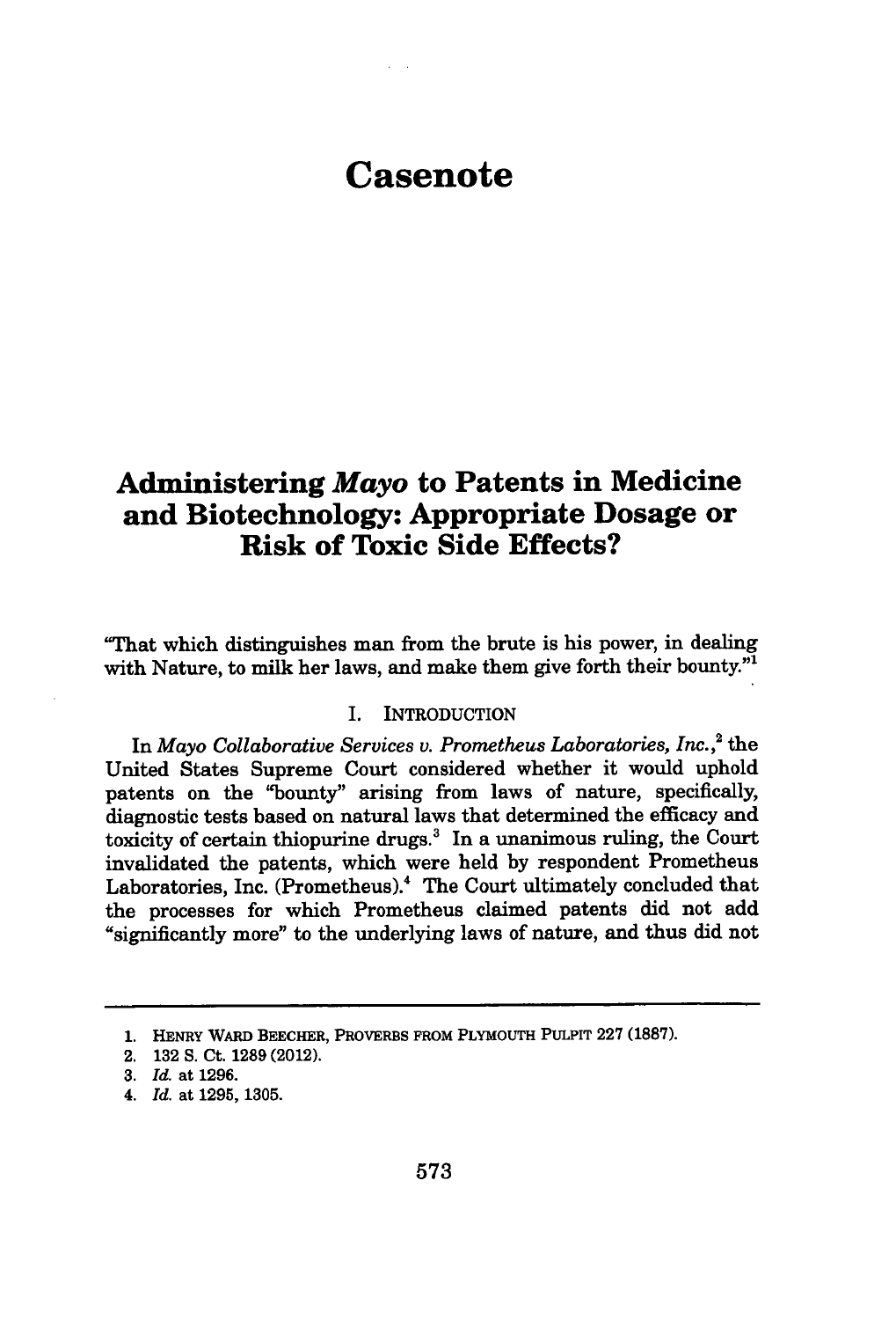# Casenote

## Administering *Mayo* to Patents in Medicine and Biotechnology: Appropriate Dosage or Risk of Toxic Side Effects?

"That which distinguishes man from the brute is his power, in dealing with Nature, to milk her laws, and make them give forth their bounty."[1]

### I. INTRODUCTION

In *Mayo Collaborative Services v. Prometheus Laboratories, Inc.*,[2] the United States Supreme Court considered whether it would uphold patents on the "bounty" arising from laws of nature, specifically, diagnostic tests based on natural laws that determined the efficacy and toxicity of certain thiopurine drugs.[3] In a unanimous ruling, the Court invalidated the patents, which were held by respondent Prometheus Laboratories, Inc. (Prometheus).[4] The Court ultimately concluded that the processes for which Prometheus claimed patents did not add "significantly more" to the underlying laws of nature, and thus did not

---

1. HENRY WARD BEECHER, PROVERBS FROM PLYMOUTH PULPIT 227 (1887).
2. 132 S. Ct. 1289 (2012).
3. *Id.* at 1296.
4. *Id.* at 1295, 1305.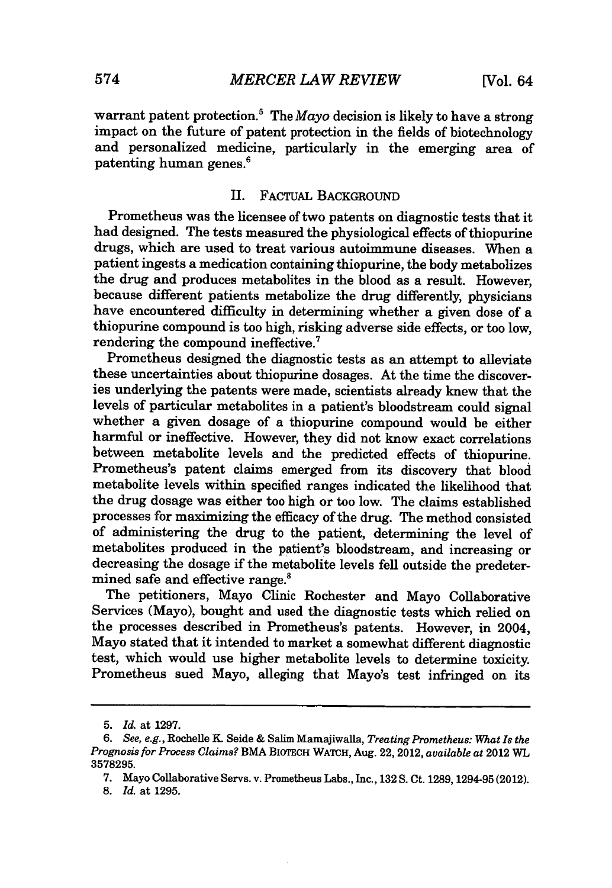warrant patent protection.[5] The *Mayo* decision is likely to have a strong impact on the future of patent protection in the fields of biotechnology and personalized medicine, particularly in the emerging area of patenting human genes.[6]

## II. FACTUAL BACKGROUND

Prometheus was the licensee of two patents on diagnostic tests that it had designed. The tests measured the physiological effects of thiopurine drugs, which are used to treat various autoimmune diseases. When a patient ingests a medication containing thiopurine, the body metabolizes the drug and produces metabolites in the blood as a result. However, because different patients metabolize the drug differently, physicians have encountered difficulty in determining whether a given dose of a thiopurine compound is too high, risking adverse side effects, or too low, rendering the compound ineffective.[7]

Prometheus designed the diagnostic tests as an attempt to alleviate these uncertainties about thiopurine dosages. At the time the discoveries underlying the patents were made, scientists already knew that the levels of particular metabolites in a patient's bloodstream could signal whether a given dosage of a thiopurine compound would be either harmful or ineffective. However, they did not know exact correlations between metabolite levels and the predicted effects of thiopurine. Prometheus's patent claims emerged from its discovery that blood metabolite levels within specified ranges indicated the likelihood that the drug dosage was either too high or too low. The claims established processes for maximizing the efficacy of the drug. The method consisted of administering the drug to the patient, determining the level of metabolites produced in the patient's bloodstream, and increasing or decreasing the dosage if the metabolite levels fell outside the predetermined safe and effective range.[8]

The petitioners, Mayo Clinic Rochester and Mayo Collaborative Services (Mayo), bought and used the diagnostic tests which relied on the processes described in Prometheus's patents. However, in 2004, Mayo stated that it intended to market a somewhat different diagnostic test, which would use higher metabolite levels to determine toxicity. Prometheus sued Mayo, alleging that Mayo's test infringed on its

---

5. *Id.* at 1297.

6. *See, e.g.*, Rochelle K. Seide & Salim Mamajiwalla, *Treating Prometheus: What Is the Prognosis for Process Claims?* BMA BIOTECH WATCH, Aug. 22, 2012, *available at* 2012 WL 3578295.

7. Mayo Collaborative Servs. v. Prometheus Labs., Inc., 132 S. Ct. 1289, 1294-95 (2012).

8. *Id.* at 1295.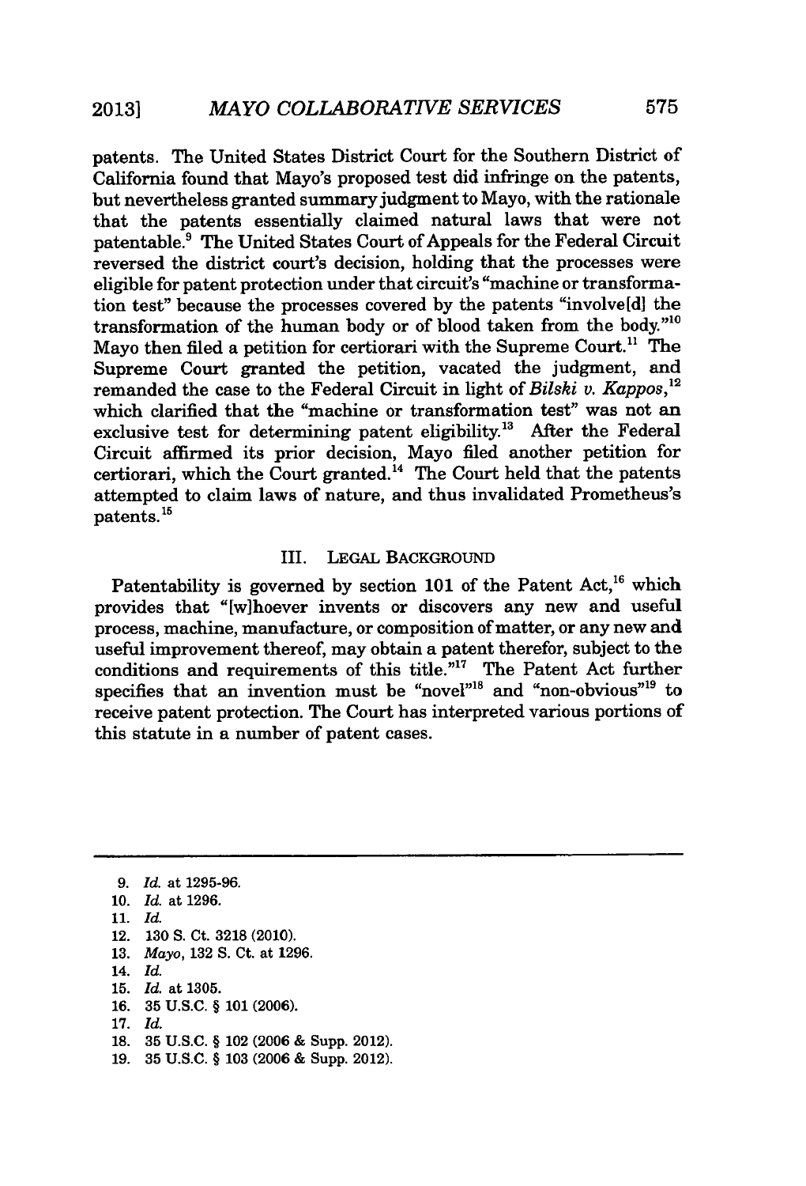patents. The United States District Court for the Southern District of California found that Mayo's proposed test did infringe on the patents, but nevertheless granted summary judgment to Mayo, with the rationale that the patents essentially claimed natural laws that were not patentable.[9] The United States Court of Appeals for the Federal Circuit reversed the district court's decision, holding that the processes were eligible for patent protection under that circuit's "machine or transformation test" because the processes covered by the patents "involve[d] the transformation of the human body or of blood taken from the body."[10] Mayo then filed a petition for certiorari with the Supreme Court.[11] The Supreme Court granted the petition, vacated the judgment, and remanded the case to the Federal Circuit in light of *Bilski v. Kappos*,[12] which clarified that the "machine or transformation test" was not an exclusive test for determining patent eligibility.[13] After the Federal Circuit affirmed its prior decision, Mayo filed another petition for certiorari, which the Court granted.[14] The Court held that the patents attempted to claim laws of nature, and thus invalidated Prometheus's patents.[15]

## III. LEGAL BACKGROUND

Patentability is governed by section 101 of the Patent Act,[16] which provides that "[w]hoever invents or discovers any new and useful process, machine, manufacture, or composition of matter, or any new and useful improvement thereof, may obtain a patent therefor, subject to the conditions and requirements of this title."[17] The Patent Act further specifies that an invention must be "novel"[18] and "non-obvious"[19] to receive patent protection. The Court has interpreted various portions of this statute in a number of patent cases.

---

9. *Id.* at 1295-96.
10. *Id.* at 1296.
11. *Id.*
12. 130 S. Ct. 3218 (2010).
13. *Mayo*, 132 S. Ct. at 1296.
14. *Id.*
15. *Id.* at 1305.
16. 35 U.S.C. § 101 (2006).
17. *Id.*
18. 35 U.S.C. § 102 (2006 & Supp. 2012).
19. 35 U.S.C. § 103 (2006 & Supp. 2012).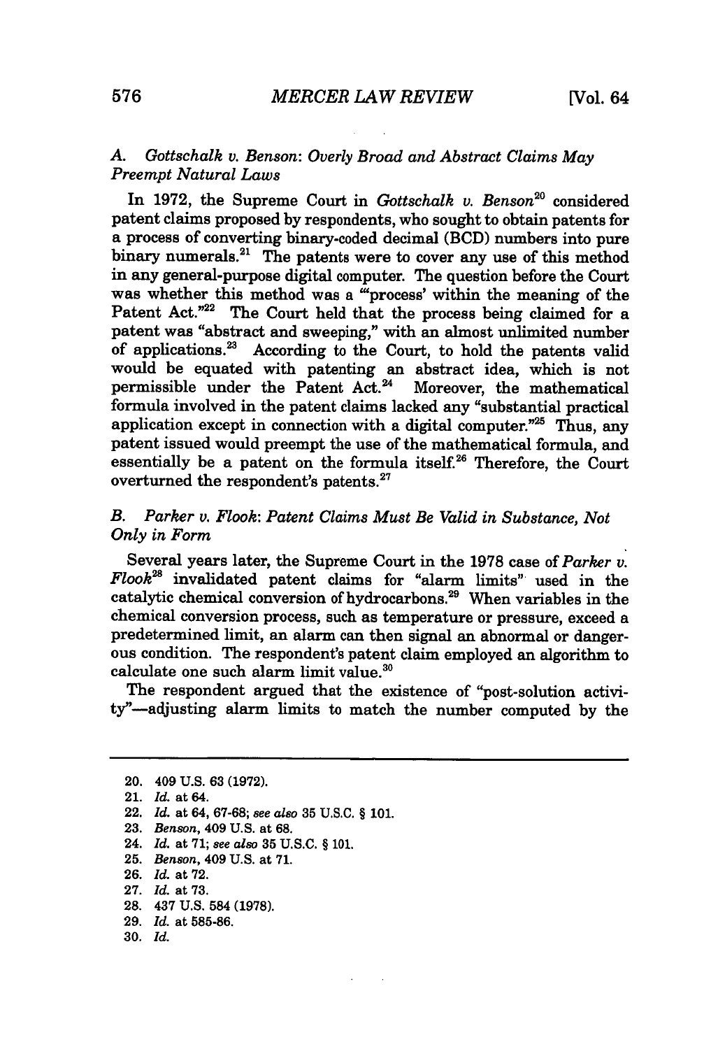### A. *Gottschalk v. Benson*: Overly Broad and Abstract Claims May Preempt Natural Laws

In 1972, the Supreme Court in *Gottschalk v. Benson*[20] considered patent claims proposed by respondents, who sought to obtain patents for a process of converting binary-coded decimal (BCD) numbers into pure binary numerals.[21] The patents were to cover any use of this method in any general-purpose digital computer. The question before the Court was whether this method was a "'process' within the meaning of the Patent Act."[22] The Court held that the process being claimed for a patent was "abstract and sweeping," with an almost unlimited number of applications.[23] According to the Court, to hold the patents valid would be equated with patenting an abstract idea, which is not permissible under the Patent Act.[24] Moreover, the mathematical formula involved in the patent claims lacked any "substantial practical application except in connection with a digital computer."[25] Thus, any patent issued would preempt the use of the mathematical formula, and essentially be a patent on the formula itself.[26] Therefore, the Court overturned the respondent's patents.[27]

### B. *Parker v. Flook*: Patent Claims Must Be Valid in Substance, Not Only in Form

Several years later, the Supreme Court in the 1978 case of *Parker v. Flook*[28] invalidated patent claims for "alarm limits" used in the catalytic chemical conversion of hydrocarbons.[29] When variables in the chemical conversion process, such as temperature or pressure, exceed a predetermined limit, an alarm can then signal an abnormal or dangerous condition. The respondent's patent claim employed an algorithm to calculate one such alarm limit value.[30]

The respondent argued that the existence of "post-solution activity"—adjusting alarm limits to match the number computed by the

---

20. 409 U.S. 63 (1972).
21. *Id.* at 64.
22. *Id.* at 64, 67-68; *see also* 35 U.S.C. § 101.
23. *Benson*, 409 U.S. at 68.
24. *Id.* at 71; *see also* 35 U.S.C. § 101.
25. *Benson*, 409 U.S. at 71.
26. *Id.* at 72.
27. *Id.* at 73.
28. 437 U.S. 584 (1978).
29. *Id.* at 585-86.
30. *Id.*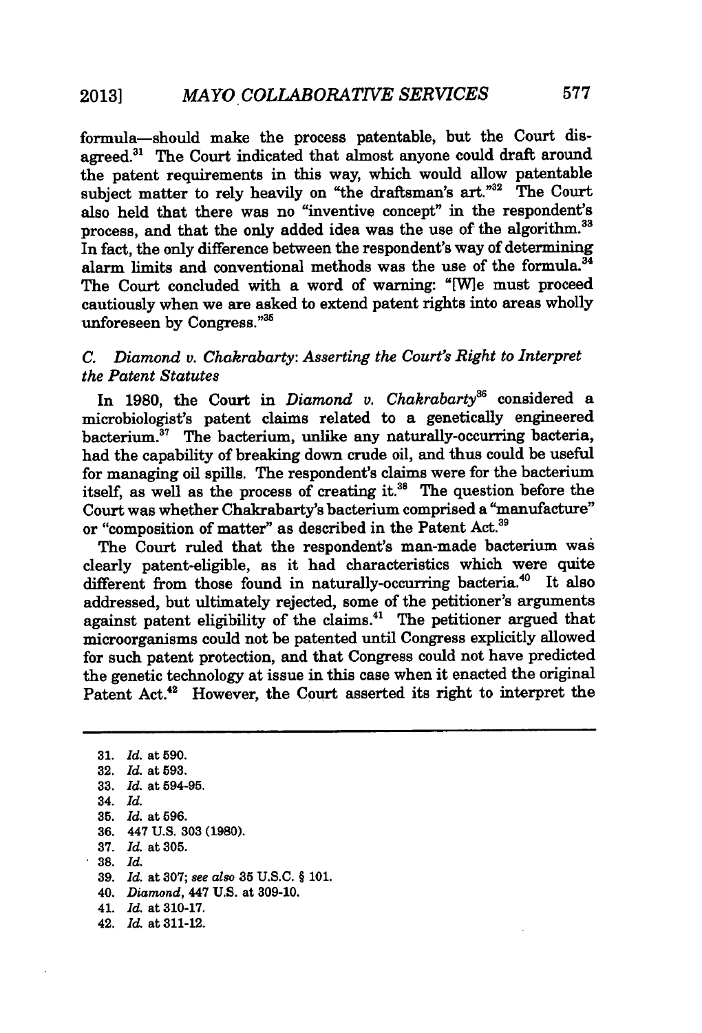formula—should make the process patentable, but the Court disagreed.[31] The Court indicated that almost anyone could draft around the patent requirements in this way, which would allow patentable subject matter to rely heavily on "the draftsman's art."[32] The Court also held that there was no "inventive concept" in the respondent's process, and that the only added idea was the use of the algorithm.[33] In fact, the only difference between the respondent's way of determining alarm limits and conventional methods was the use of the formula.[34] The Court concluded with a word of warning: "[W]e must proceed cautiously when we are asked to extend patent rights into areas wholly unforeseen by Congress."[35]

### C. *Diamond v. Chakrabarty*: *Asserting the Court's Right to Interpret the Patent Statutes*

In 1980, the Court in *Diamond v. Chakrabarty*[36] considered a microbiologist's patent claims related to a genetically engineered bacterium.[37] The bacterium, unlike any naturally-occurring bacteria, had the capability of breaking down crude oil, and thus could be useful for managing oil spills. The respondent's claims were for the bacterium itself, as well as the process of creating it.[38] The question before the Court was whether Chakrabarty's bacterium comprised a "manufacture" or "composition of matter" as described in the Patent Act.[39]

The Court ruled that the respondent's man-made bacterium was clearly patent-eligible, as it had characteristics which were quite different from those found in naturally-occurring bacteria.[40] It also addressed, but ultimately rejected, some of the petitioner's arguments against patent eligibility of the claims.[41] The petitioner argued that microorganisms could not be patented until Congress explicitly allowed for such patent protection, and that Congress could not have predicted the genetic technology at issue in this case when it enacted the original Patent Act.[42] However, the Court asserted its right to interpret the

---

31. *Id.* at 590.
32. *Id.* at 593.
33. *Id.* at 594-95.
34. *Id.*
35. *Id.* at 596.
36. 447 U.S. 303 (1980).
37. *Id.* at 305.
38. *Id.*
39. *Id.* at 307; *see also* 35 U.S.C. § 101.
40. *Diamond*, 447 U.S. at 309-10.
41. *Id.* at 310-17.
42. *Id.* at 311-12.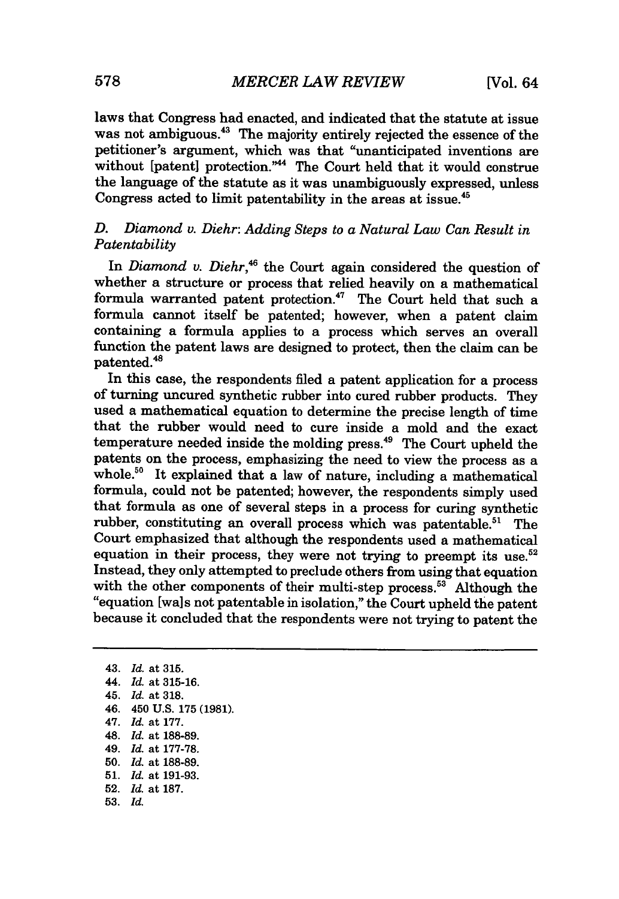laws that Congress had enacted, and indicated that the statute at issue was not ambiguous.[43] The majority entirely rejected the essence of the petitioner's argument, which was that "unanticipated inventions are without [patent] protection."[44] The Court held that it would construe the language of the statute as it was unambiguously expressed, unless Congress acted to limit patentability in the areas at issue.[45]

### D. *Diamond v. Diehr*: *Adding Steps to a Natural Law Can Result in Patentability*

In *Diamond v. Diehr*,[46] the Court again considered the question of whether a structure or process that relied heavily on a mathematical formula warranted patent protection.[47] The Court held that such a formula cannot itself be patented; however, when a patent claim containing a formula applies to a process which serves an overall function the patent laws are designed to protect, then the claim can be patented.[48]

In this case, the respondents filed a patent application for a process of turning uncured synthetic rubber into cured rubber products. They used a mathematical equation to determine the precise length of time that the rubber would need to cure inside a mold and the exact temperature needed inside the molding press.[49] The Court upheld the patents on the process, emphasizing the need to view the process as a whole.[50] It explained that a law of nature, including a mathematical formula, could not be patented; however, the respondents simply used that formula as one of several steps in a process for curing synthetic rubber, constituting an overall process which was patentable.[51] The Court emphasized that although the respondents used a mathematical equation in their process, they were not trying to preempt its use.[52] Instead, they only attempted to preclude others from using that equation with the other components of their multi-step process.[53] Although the "equation [wa]s not patentable in isolation," the Court upheld the patent because it concluded that the respondents were not trying to patent the

---

43. *Id.* at 315.
44. *Id.* at 315-16.
45. *Id.* at 318.
46. 450 U.S. 175 (1981).
47. *Id.* at 177.
48. *Id.* at 188-89.
49. *Id.* at 177-78.
50. *Id.* at 188-89.
51. *Id.* at 191-93.
52. *Id.* at 187.
53. *Id.*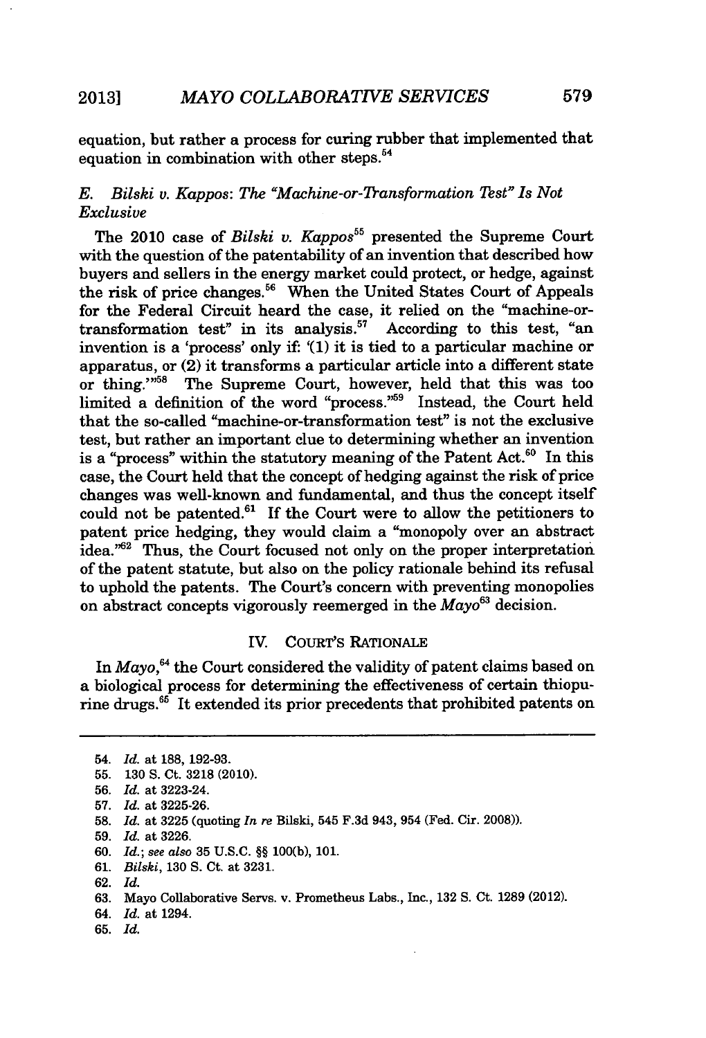equation, but rather a process for curing rubber that implemented that equation in combination with other steps.[54]

### E. *Bilski v. Kappos*: *The "Machine-or-Transformation Test" Is Not Exclusive*

The 2010 case of *Bilski v. Kappos*[55] presented the Supreme Court with the question of the patentability of an invention that described how buyers and sellers in the energy market could protect, or hedge, against the risk of price changes.[56] When the United States Court of Appeals for the Federal Circuit heard the case, it relied on the "machine-or-transformation test" in its analysis.[57] According to this test, "an invention is a 'process' only if: '(1) it is tied to a particular machine or apparatus, or (2) it transforms a particular article into a different state or thing.'"[58] The Supreme Court, however, held that this was too limited a definition of the word "process."[59] Instead, the Court held that the so-called "machine-or-transformation test" is not the exclusive test, but rather an important clue to determining whether an invention is a "process" within the statutory meaning of the Patent Act.[60] In this case, the Court held that the concept of hedging against the risk of price changes was well-known and fundamental, and thus the concept itself could not be patented.[61] If the Court were to allow the petitioners to patent price hedging, they would claim a "monopoly over an abstract idea."[62] Thus, the Court focused not only on the proper interpretation of the patent statute, but also on the policy rationale behind its refusal to uphold the patents. The Court's concern with preventing monopolies on abstract concepts vigorously reemerged in the *Mayo*[63] decision.

## IV. COURT'S RATIONALE

In *Mayo*,[64] the Court considered the validity of patent claims based on a biological process for determining the effectiveness of certain thiopurine drugs.[65] It extended its prior precedents that prohibited patents on

---

54. *Id.* at 188, 192-93.
55. 130 S. Ct. 3218 (2010).
56. *Id.* at 3223-24.
57. *Id.* at 3225-26.
58. *Id.* at 3225 (quoting *In re* Bilski, 545 F.3d 943, 954 (Fed. Cir. 2008)).
59. *Id.* at 3226.
60. *Id.*; *see also* 35 U.S.C. §§ 100(b), 101.
61. *Bilski*, 130 S. Ct. at 3231.
62. *Id.*
63. Mayo Collaborative Servs. v. Prometheus Labs., Inc., 132 S. Ct. 1289 (2012).
64. *Id.* at 1294.
65. *Id.*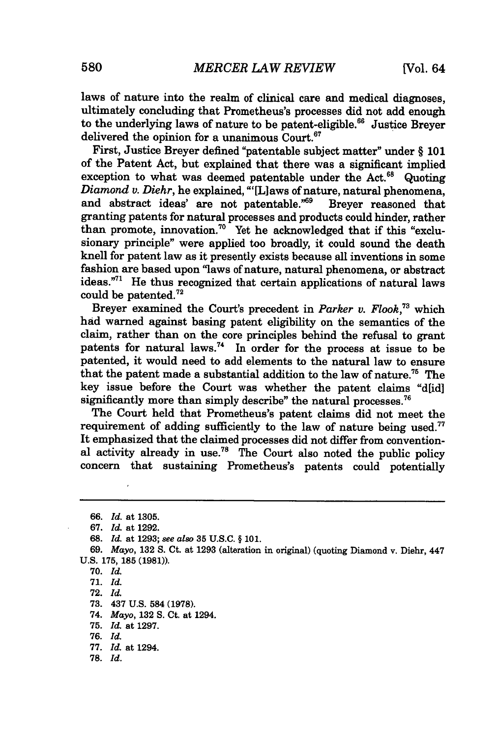laws of nature into the realm of clinical care and medical diagnoses, ultimately concluding that Prometheus's processes did not add enough to the underlying laws of nature to be patent-eligible.[66] Justice Breyer delivered the opinion for a unanimous Court.[67]

First, Justice Breyer defined "patentable subject matter" under § 101 of the Patent Act, but explained that there was a significant implied exception to what was deemed patentable under the Act.[68] Quoting *Diamond v. Diehr*, he explained, "'[L]aws of nature, natural phenomena, and abstract ideas' are not patentable."[69] Breyer reasoned that granting patents for natural processes and products could hinder, rather than promote, innovation.[70] Yet he acknowledged that if this "exclusionary principle" were applied too broadly, it could sound the death knell for patent law as it presently exists because all inventions in some fashion are based upon "laws of nature, natural phenomena, or abstract ideas."[71] He thus recognized that certain applications of natural laws could be patented.[72]

Breyer examined the Court's precedent in *Parker v. Flook*,[73] which had warned against basing patent eligibility on the semantics of the claim, rather than on the core principles behind the refusal to grant patents for natural laws.[74] In order for the process at issue to be patented, it would need to add elements to the natural law to ensure that the patent made a substantial addition to the law of nature.[75] The key issue before the Court was whether the patent claims "d[id] significantly more than simply describe" the natural processes.[76]

The Court held that Prometheus's patent claims did not meet the requirement of adding sufficiently to the law of nature being used.[77] It emphasized that the claimed processes did not differ from conventional activity already in use.[78] The Court also noted the public policy concern that sustaining Prometheus's patents could potentially

---

66. *Id.* at 1305.

67. *Id.* at 1292.

68. *Id.* at 1293; *see also* 35 U.S.C. § 101.

69. *Mayo*, 132 S. Ct. at 1293 (alteration in original) (quoting Diamond v. Diehr, 447 U.S. 175, 185 (1981)).

70. *Id.*

71. *Id.*

72. *Id.*

73. 437 U.S. 584 (1978).

74. *Mayo*, 132 S. Ct. at 1294.

75. *Id.* at 1297.

76. *Id.*

77. *Id.* at 1294.

78. *Id.*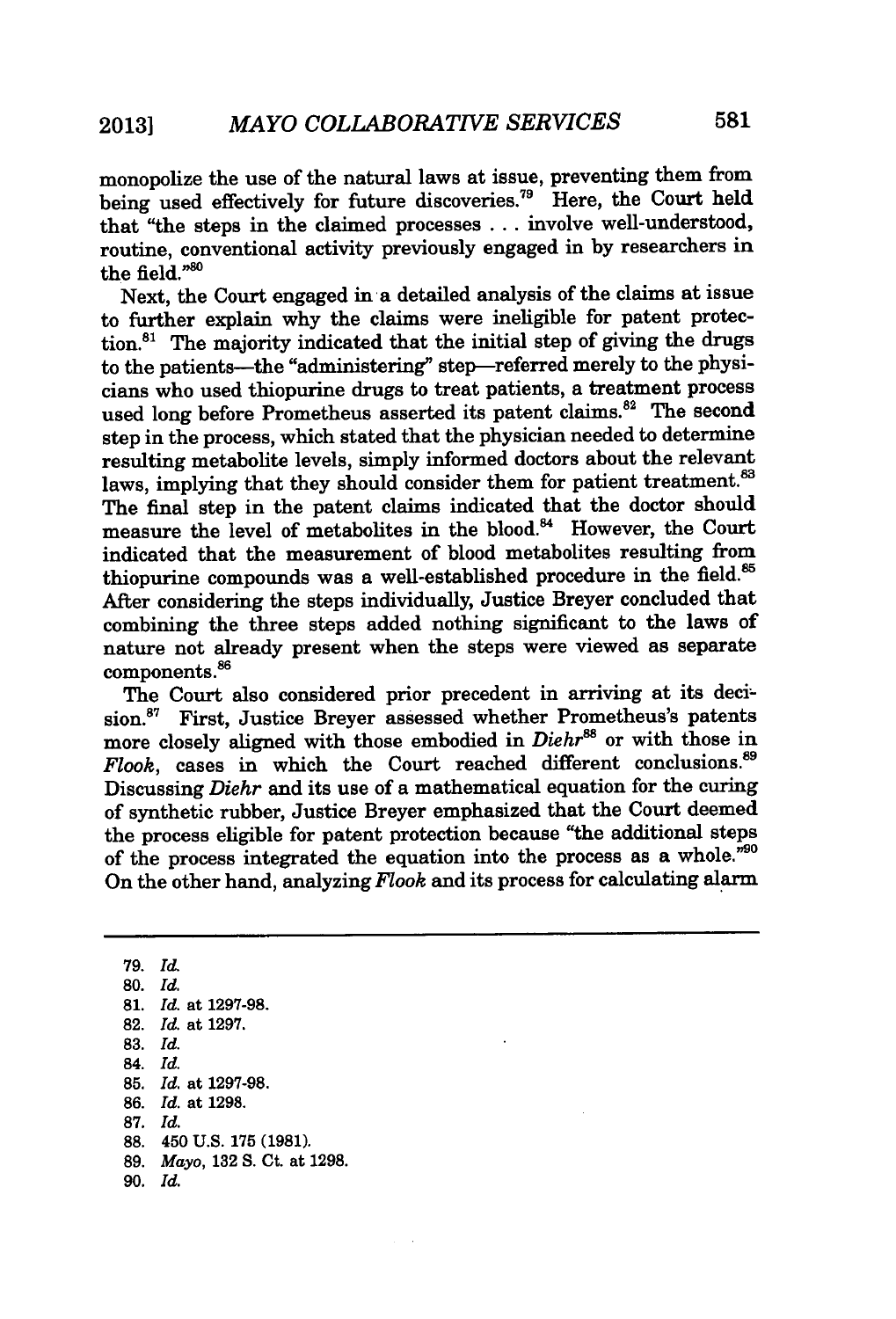monopolize the use of the natural laws at issue, preventing them from being used effectively for future discoveries.[79] Here, the Court held that "the steps in the claimed processes . . . involve well-understood, routine, conventional activity previously engaged in by researchers in the field."[80]

Next, the Court engaged in a detailed analysis of the claims at issue to further explain why the claims were ineligible for patent protection.[81] The majority indicated that the initial step of giving the drugs to the patients—the "administering" step—referred merely to the physicians who used thiopurine drugs to treat patients, a treatment process used long before Prometheus asserted its patent claims.[82] The second step in the process, which stated that the physician needed to determine resulting metabolite levels, simply informed doctors about the relevant laws, implying that they should consider them for patient treatment.[83] The final step in the patent claims indicated that the doctor should measure the level of metabolites in the blood.[84] However, the Court indicated that the measurement of blood metabolites resulting from thiopurine compounds was a well-established procedure in the field.[85] After considering the steps individually, Justice Breyer concluded that combining the three steps added nothing significant to the laws of nature not already present when the steps were viewed as separate components.[86]

The Court also considered prior precedent in arriving at its decision.[87] First, Justice Breyer assessed whether Prometheus's patents more closely aligned with those embodied in *Diehr*[88] or with those in *Flook*, cases in which the Court reached different conclusions.[89] Discussing *Diehr* and its use of a mathematical equation for the curing of synthetic rubber, Justice Breyer emphasized that the Court deemed the process eligible for patent protection because "the additional steps of the process integrated the equation into the process as a whole."[90] On the other hand, analyzing *Flook* and its process for calculating alarm

---

79. *Id.*

80. *Id.*

81. *Id.* at 1297-98.

82. *Id.* at 1297.

83. *Id.*

84. *Id.*

85. *Id.* at 1297-98.

86. *Id.* at 1298.

87. *Id.*

88. 450 U.S. 175 (1981).

89. *Mayo*, 132 S. Ct. at 1298.

90. *Id.*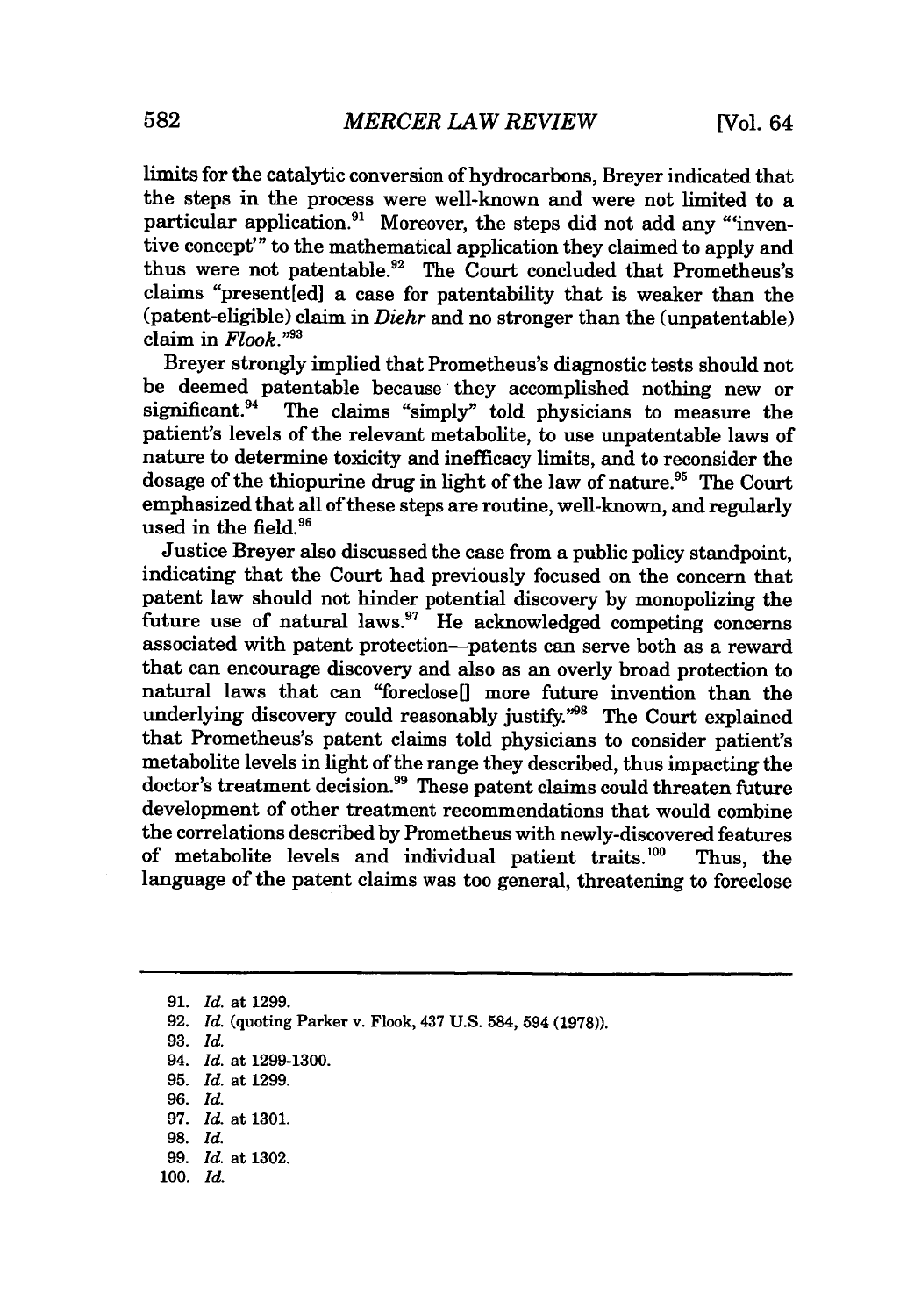limits for the catalytic conversion of hydrocarbons, Breyer indicated that the steps in the process were well-known and were not limited to a particular application.[91] Moreover, the steps did not add any "'inventive concept'" to the mathematical application they claimed to apply and thus were not patentable.[92] The Court concluded that Prometheus's claims "present[ed] a case for patentability that is weaker than the (patent-eligible) claim in *Diehr* and no stronger than the (unpatentable) claim in *Flook*."[93]

Breyer strongly implied that Prometheus's diagnostic tests should not be deemed patentable because they accomplished nothing new or significant.[94] The claims "simply" told physicians to measure the patient's levels of the relevant metabolite, to use unpatentable laws of nature to determine toxicity and inefficacy limits, and to reconsider the dosage of the thiopurine drug in light of the law of nature.[95] The Court emphasized that all of these steps are routine, well-known, and regularly used in the field.[96]

Justice Breyer also discussed the case from a public policy standpoint, indicating that the Court had previously focused on the concern that patent law should not hinder potential discovery by monopolizing the future use of natural laws.[97] He acknowledged competing concerns associated with patent protection—patents can serve both as a reward that can encourage discovery and also as an overly broad protection to natural laws that can "foreclose[] more future invention than the underlying discovery could reasonably justify."[98] The Court explained that Prometheus's patent claims told physicians to consider patient's metabolite levels in light of the range they described, thus impacting the doctor's treatment decision.[99] These patent claims could threaten future development of other treatment recommendations that would combine the correlations described by Prometheus with newly-discovered features of metabolite levels and individual patient traits.[100] Thus, the language of the patent claims was too general, threatening to foreclose

---

91. *Id.* at 1299.
92. *Id.* (quoting Parker v. Flook, 437 U.S. 584, 594 (1978)).
93. *Id.*
94. *Id.* at 1299-1300.
95. *Id.* at 1299.
96. *Id.*
97. *Id.* at 1301.
98. *Id.*
99. *Id.* at 1302.
100. *Id.*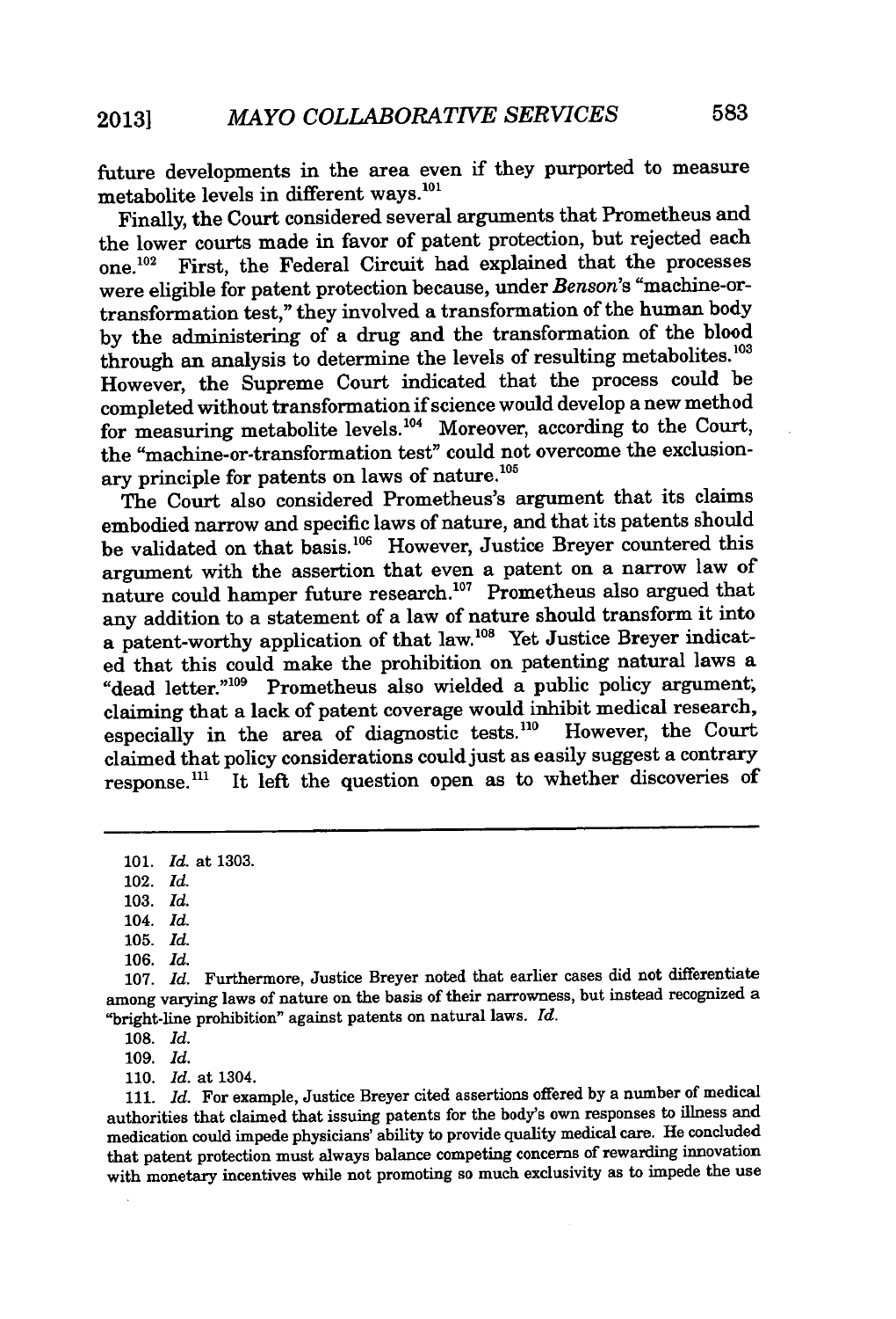future developments in the area even if they purported to measure metabolite levels in different ways.[101]

Finally, the Court considered several arguments that Prometheus and the lower courts made in favor of patent protection, but rejected each one.[102] First, the Federal Circuit had explained that the processes were eligible for patent protection because, under *Benson*'s "machine-or-transformation test," they involved a transformation of the human body by the administering of a drug and the transformation of the blood through an analysis to determine the levels of resulting metabolites.[103] However, the Supreme Court indicated that the process could be completed without transformation if science would develop a new method for measuring metabolite levels.[104] Moreover, according to the Court, the "machine-or-transformation test" could not overcome the exclusionary principle for patents on laws of nature.[105]

The Court also considered Prometheus's argument that its claims embodied narrow and specific laws of nature, and that its patents should be validated on that basis.[106] However, Justice Breyer countered this argument with the assertion that even a patent on a narrow law of nature could hamper future research.[107] Prometheus also argued that any addition to a statement of a law of nature should transform it into a patent-worthy application of that law.[108] Yet Justice Breyer indicated that this could make the prohibition on patenting natural laws a "dead letter."[109] Prometheus also wielded a public policy argument, claiming that a lack of patent coverage would inhibit medical research, especially in the area of diagnostic tests.[110] However, the Court claimed that policy considerations could just as easily suggest a contrary response.[111] It left the question open as to whether discoveries of

---

101. *Id.* at 1303.

102. *Id.*

103. *Id.*

104. *Id.*

105. *Id.*

106. *Id.*

107. *Id.* Furthermore, Justice Breyer noted that earlier cases did not differentiate among varying laws of nature on the basis of their narrowness, but instead recognized a "bright-line prohibition" against patents on natural laws. *Id.*

108. *Id.*

109. *Id.*

110. *Id.* at 1304.

111. *Id.* For example, Justice Breyer cited assertions offered by a number of medical authorities that claimed that issuing patents for the body's own responses to illness and medication could impede physicians' ability to provide quality medical care. He concluded that patent protection must always balance competing concerns of rewarding innovation with monetary incentives while not promoting so much exclusivity as to impede the use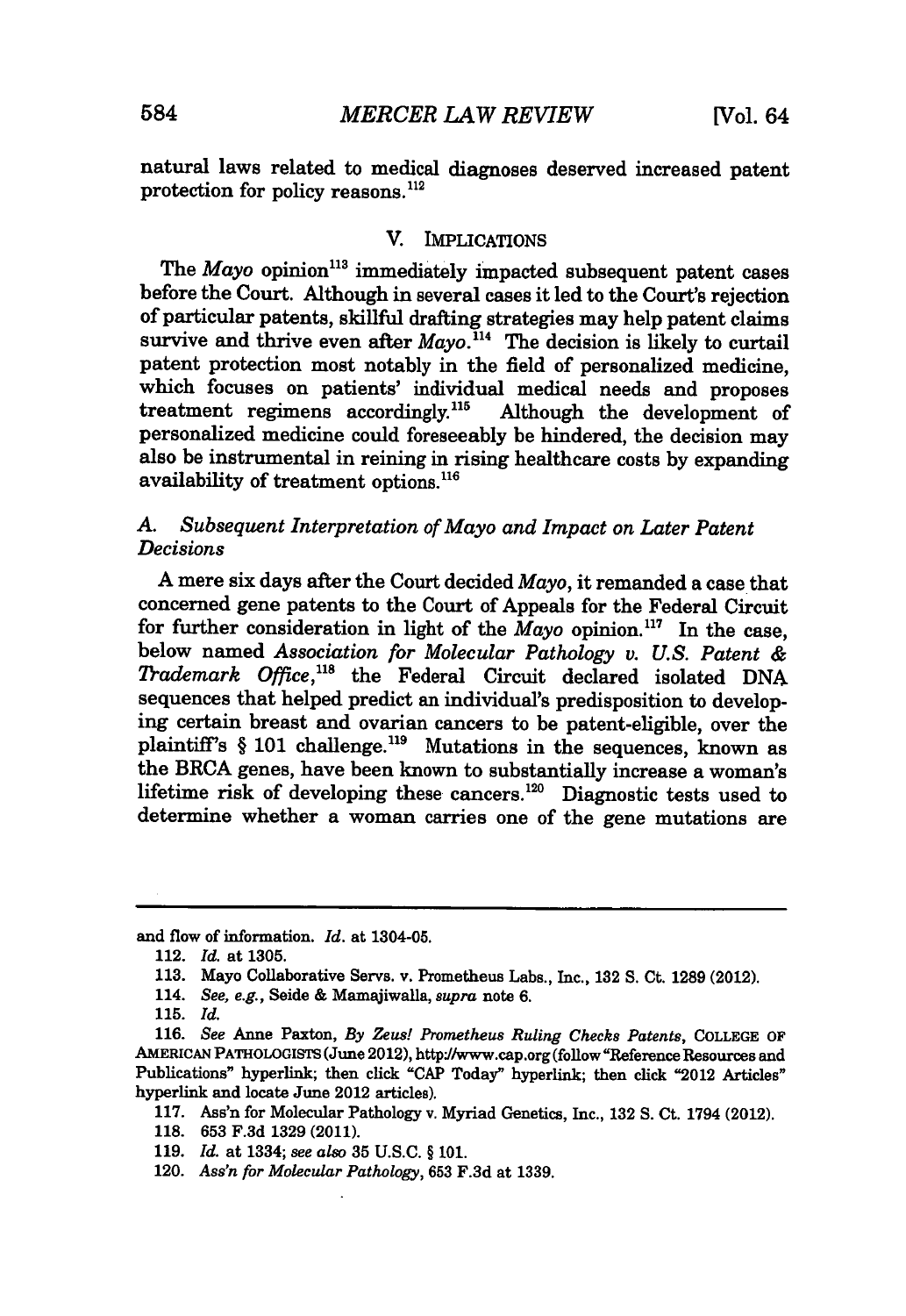natural laws related to medical diagnoses deserved increased patent protection for policy reasons.[112]

## V. IMPLICATIONS

The *Mayo* opinion[113] immediately impacted subsequent patent cases before the Court. Although in several cases it led to the Court's rejection of particular patents, skillful drafting strategies may help patent claims survive and thrive even after *Mayo*.[114] The decision is likely to curtail patent protection most notably in the field of personalized medicine, which focuses on patients' individual medical needs and proposes treatment regimens accordingly.[115] Although the development of personalized medicine could foreseeably be hindered, the decision may also be instrumental in reining in rising healthcare costs by expanding availability of treatment options.[116]

### A. *Subsequent Interpretation of Mayo and Impact on Later Patent Decisions*

A mere six days after the Court decided *Mayo*, it remanded a case that concerned gene patents to the Court of Appeals for the Federal Circuit for further consideration in light of the *Mayo* opinion.[117] In the case, below named *Association for Molecular Pathology v. U.S. Patent & Trademark Office*,[118] the Federal Circuit declared isolated DNA sequences that helped predict an individual's predisposition to developing certain breast and ovarian cancers to be patent-eligible, over the plaintiff's § 101 challenge.[119] Mutations in the sequences, known as the BRCA genes, have been known to substantially increase a woman's lifetime risk of developing these cancers.[120] Diagnostic tests used to determine whether a woman carries one of the gene mutations are

---

and flow of information. *Id.* at 1304-05.

112. *Id.* at 1305.

113. Mayo Collaborative Servs. v. Prometheus Labs., Inc., 132 S. Ct. 1289 (2012).

114. *See, e.g.*, Seide & Mamajiwalla, *supra* note 6.

115. *Id.*

116. *See* Anne Paxton, *By Zeus! Prometheus Ruling Checks Patents*, COLLEGE OF AMERICAN PATHOLOGISTS (June 2012), http://www.cap.org (follow "Reference Resources and Publications" hyperlink; then click "CAP Today" hyperlink; then click "2012 Articles" hyperlink and locate June 2012 articles).

117. Ass'n for Molecular Pathology v. Myriad Genetics, Inc., 132 S. Ct. 1794 (2012).

118. 653 F.3d 1329 (2011).

119. *Id.* at 1334; *see also* 35 U.S.C. § 101.

120. *Ass'n for Molecular Pathology*, 653 F.3d at 1339.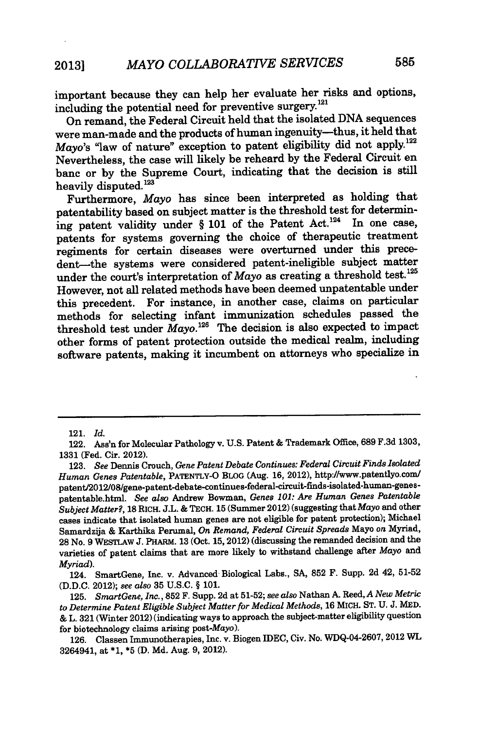important because they can help her evaluate her risks and options, including the potential need for preventive surgery.[121]

On remand, the Federal Circuit held that the isolated DNA sequences were man-made and the products of human ingenuity—thus, it held that *Mayo*'s "law of nature" exception to patent eligibility did not apply.[122] Nevertheless, the case will likely be reheard by the Federal Circuit en banc or by the Supreme Court, indicating that the decision is still heavily disputed.[123]

Furthermore, *Mayo* has since been interpreted as holding that patentability based on subject matter is the threshold test for determining patent validity under § 101 of the Patent Act.[124] In one case, patents for systems governing the choice of therapeutic treatment regiments for certain diseases were overturned under this precedent—the systems were considered patent-ineligible subject matter under the court's interpretation of *Mayo* as creating a threshold test.[125] However, not all related methods have been deemed unpatentable under this precedent. For instance, in another case, claims on particular methods for selecting infant immunization schedules passed the threshold test under *Mayo*.[126] The decision is also expected to impact other forms of patent protection outside the medical realm, including software patents, making it incumbent on attorneys who specialize in

---

121. *Id.*

122. Ass'n for Molecular Pathology v. U.S. Patent & Trademark Office, 689 F.3d 1303, 1331 (Fed. Cir. 2012).

123. *See* Dennis Crouch, *Gene Patent Debate Continues: Federal Circuit Finds Isolated Human Genes Patentable*, PATENTLY-O BLOG (Aug. 16, 2012), http://www.patentlyo.com/patent/2012/08/gene-patent-debate-continues-federal-circuit-finds-isolated-human-genes-patentable.html. *See also* Andrew Bowman, *Genes 101: Are Human Genes Patentable Subject Matter?*, 18 RICH. J.L. & TECH. 15 (Summer 2012) (suggesting that *Mayo* and other cases indicate that isolated human genes are not eligible for patent protection); Michael Samardzija & Karthika Perumal, *On Remand, Federal Circuit Spreads* Mayo *on* Myriad, 28 No. 9 WESTLAW J. PHARM. 13 (Oct. 15, 2012) (discussing the remanded decision and the varieties of patent claims that are more likely to withstand challenge after *Mayo* and *Myriad*).

124. SmartGene, Inc. v. Advanced Biological Labs., SA, 852 F. Supp. 2d 42, 51-52 (D.D.C. 2012); *see also* 35 U.S.C. § 101.

125. *SmartGene, Inc.*, 852 F. Supp. 2d at 51-52; *see also* Nathan A. Reed, *A New Metric to Determine Patent Eligible Subject Matter for Medical Methods*, 16 MICH. ST. U. J. MED. & L. 321 (Winter 2012) (indicating ways to approach the subject-matter eligibility question for biotechnology claims arising post-*Mayo*).

126. Classen Immunotherapies, Inc. v. Biogen IDEC, Civ. No. WDQ-04-2607, 2012 WL 3264941, at *1, *5 (D. Md. Aug. 9, 2012).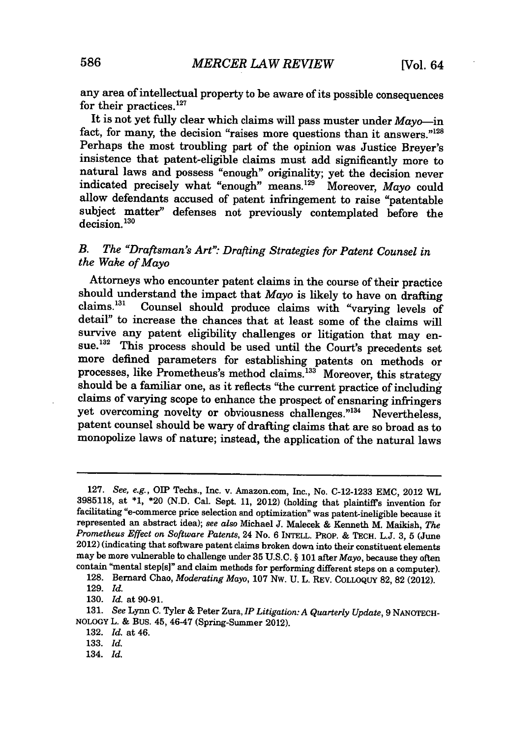any area of intellectual property to be aware of its possible consequences for their practices.[127]

It is not yet fully clear which claims will pass muster under *Mayo*—in fact, for many, the decision "raises more questions than it answers."[128] Perhaps the most troubling part of the opinion was Justice Breyer's insistence that patent-eligible claims must add significantly more to natural laws and possess "enough" originality; yet the decision never indicated precisely what "enough" means.[129] Moreover, *Mayo* could allow defendants accused of patent infringement to raise "patentable subject matter" defenses not previously contemplated before the decision.[130]

### B. The "Draftsman's Art": Drafting Strategies for Patent Counsel in the Wake of *Mayo*

Attorneys who encounter patent claims in the course of their practice should understand the impact that *Mayo* is likely to have on drafting claims.[131] Counsel should produce claims with "varying levels of detail" to increase the chances that at least some of the claims will survive any patent eligibility challenges or litigation that may ensue.[132] This process should be used until the Court's precedents set more defined parameters for establishing patents on methods or processes, like Prometheus's method claims.[133] Moreover, this strategy should be a familiar one, as it reflects "the current practice of including claims of varying scope to enhance the prospect of ensnaring infringers yet overcoming novelty or obviousness challenges."[134] Nevertheless, patent counsel should be wary of drafting claims that are so broad as to monopolize laws of nature; instead, the application of the natural laws

---

127. *See, e.g.*, OIP Techs., Inc. v. Amazon.com, Inc., No. C-12-1233 EMC, 2012 WL 3985118, at *1, *20 (N.D. Cal. Sept. 11, 2012) (holding that plaintiff's invention for facilitating "e-commerce price selection and optimization" was patent-ineligible because it represented an abstract idea); *see also* Michael J. Malecek & Kenneth M. Maikish, *The Prometheus Effect on Software Patents*, 24 No. 6 INTELL. PROP. & TECH. L.J. 3, 5 (June 2012) (indicating that software patent claims broken down into their constituent elements may be more vulnerable to challenge under 35 U.S.C. § 101 after *Mayo*, because they often contain "mental step[s]" and claim methods for performing different steps on a computer).

128. Bernard Chao, *Moderating Mayo*, 107 NW. U. L. REV. COLLOQUY 82, 82 (2012).

129. *Id.*

130. *Id.* at 90-91.

131. *See* Lynn C. Tyler & Peter Zura, *IP Litigation: A Quarterly Update*, 9 NANOTECHNOLOGY L. & BUS. 45, 46-47 (Spring-Summer 2012).

132. *Id.* at 46.

133. *Id.*

134. *Id.*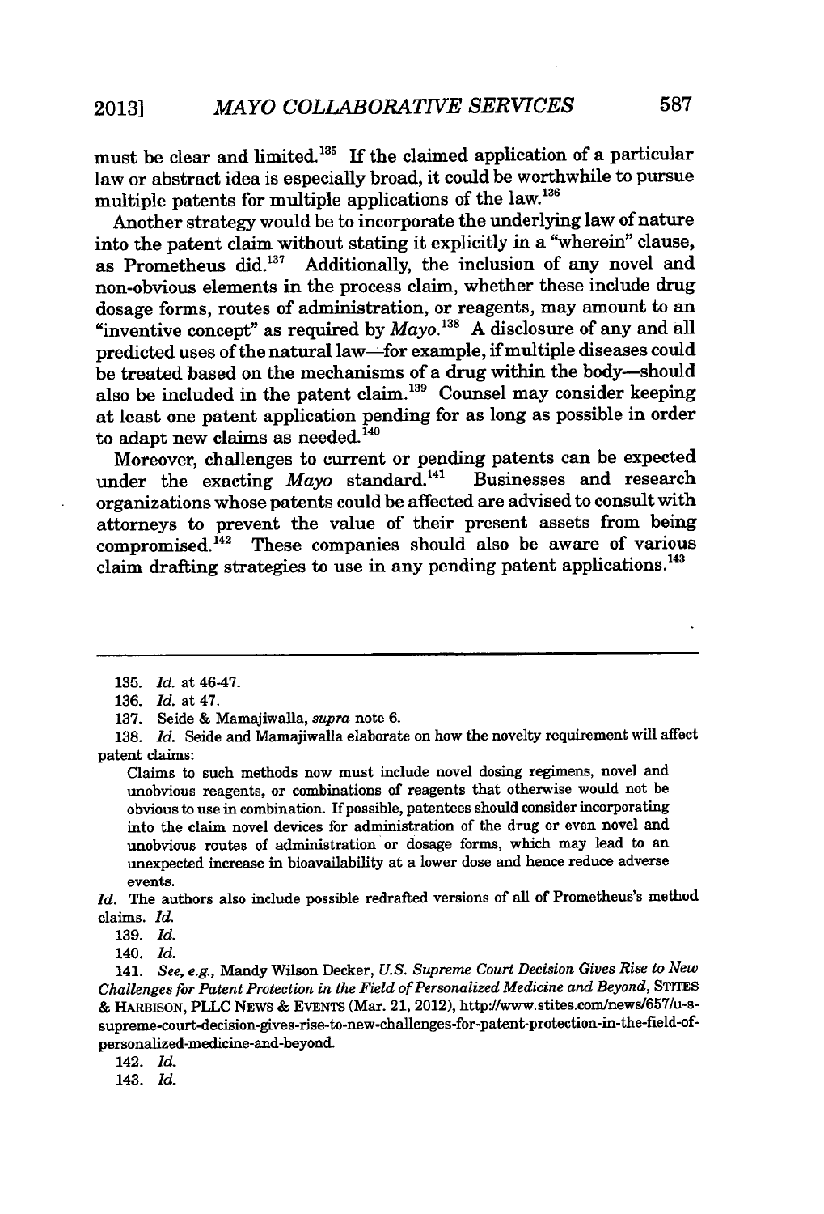must be clear and limited.[135] If the claimed application of a particular law or abstract idea is especially broad, it could be worthwhile to pursue multiple patents for multiple applications of the law.[136]

Another strategy would be to incorporate the underlying law of nature into the patent claim without stating it explicitly in a "wherein" clause, as Prometheus did.[137] Additionally, the inclusion of any novel and non-obvious elements in the process claim, whether these include drug dosage forms, routes of administration, or reagents, may amount to an "inventive concept" as required by *Mayo*.[138] A disclosure of any and all predicted uses of the natural law—for example, if multiple diseases could be treated based on the mechanisms of a drug within the body—should also be included in the patent claim.[139] Counsel may consider keeping at least one patent application pending for as long as possible in order to adapt new claims as needed.[140]

Moreover, challenges to current or pending patents can be expected under the exacting *Mayo* standard.[141] Businesses and research organizations whose patents could be affected are advised to consult with attorneys to prevent the value of their present assets from being compromised.[142] These companies should also be aware of various claim drafting strategies to use in any pending patent applications.[143]

---

135. *Id.* at 46-47.

136. *Id.* at 47.

137. Seide & Mamajiwalla, *supra* note 6.

138. *Id.* Seide and Mamajiwalla elaborate on how the novelty requirement will affect patent claims:

> Claims to such methods now must include novel dosing regimens, novel and unobvious reagents, or combinations of reagents that otherwise would not be obvious to use in combination. If possible, patentees should consider incorporating into the claim novel devices for administration of the drug or even novel and unobvious routes of administration or dosage forms, which may lead to an unexpected increase in bioavailability at a lower dose and hence reduce adverse events.

*Id.* The authors also include possible redrafted versions of all of Prometheus's method claims. *Id.*

139. *Id.*

140. *Id.*

141. *See, e.g.*, Mandy Wilson Decker, *U.S. Supreme Court Decision Gives Rise to New Challenges for Patent Protection in the Field of Personalized Medicine and Beyond*, STITES & HARBISON, PLLC NEWS & EVENTS (Mar. 21, 2012), http://www.stites.com/news/657/u-s-supreme-court-decision-gives-rise-to-new-challenges-for-patent-protection-in-the-field-of-personalized-medicine-and-beyond.

142. *Id.*

143. *Id.*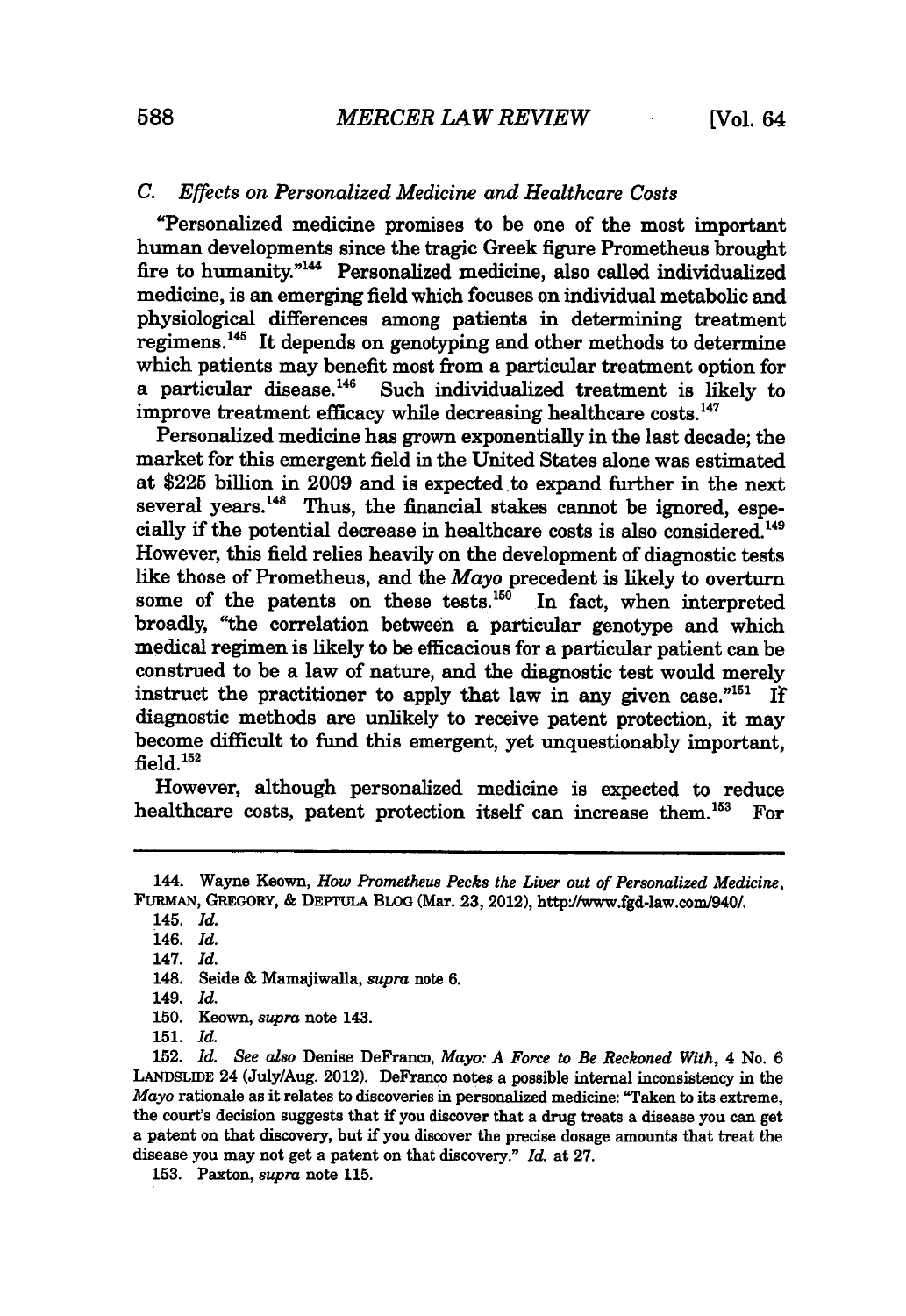### C. *Effects on Personalized Medicine and Healthcare Costs*

"Personalized medicine promises to be one of the most important human developments since the tragic Greek figure Prometheus brought fire to humanity."[144] Personalized medicine, also called individualized medicine, is an emerging field which focuses on individual metabolic and physiological differences among patients in determining treatment regimens.[145] It depends on genotyping and other methods to determine which patients may benefit most from a particular treatment option for a particular disease.[146] Such individualized treatment is likely to improve treatment efficacy while decreasing healthcare costs.[147]

Personalized medicine has grown exponentially in the last decade; the market for this emergent field in the United States alone was estimated at $225 billion in 2009 and is expected to expand further in the next several years.[148] Thus, the financial stakes cannot be ignored, especially if the potential decrease in healthcare costs is also considered.[149] However, this field relies heavily on the development of diagnostic tests like those of Prometheus, and the *Mayo* precedent is likely to overturn some of the patents on these tests.[150] In fact, when interpreted broadly, "the correlation between a particular genotype and which medical regimen is likely to be efficacious for a particular patient can be construed to be a law of nature, and the diagnostic test would merely instruct the practitioner to apply that law in any given case."[151] If diagnostic methods are unlikely to receive patent protection, it may become difficult to fund this emergent, yet unquestionably important, field.[152]

However, although personalized medicine is expected to reduce healthcare costs, patent protection itself can increase them.[153] For

---

144. Wayne Keown, *How Prometheus Pecks the Liver out of Personalized Medicine*, FURMAN, GREGORY, & DEPTULA BLOG (Mar. 23, 2012), http://www.fgd-law.com/940/.

145. *Id.*

146. *Id.*

147. *Id.*

148. Seide & Mamajiwalla, *supra* note 6.

149. *Id.*

150. Keown, *supra* note 143.

151. *Id.*

152. *Id. See also* Denise DeFranco, *Mayo: A Force to Be Reckoned With*, 4 No. 6 LANDSLIDE 24 (July/Aug. 2012). DeFranco notes a possible internal inconsistency in the *Mayo* rationale as it relates to discoveries in personalized medicine: "Taken to its extreme, the court's decision suggests that if you discover that a drug treats a disease you can get a patent on that discovery, but if you discover the precise dosage amounts that treat the disease you may not get a patent on that discovery." *Id.* at 27.

153. Paxton, *supra* note 115.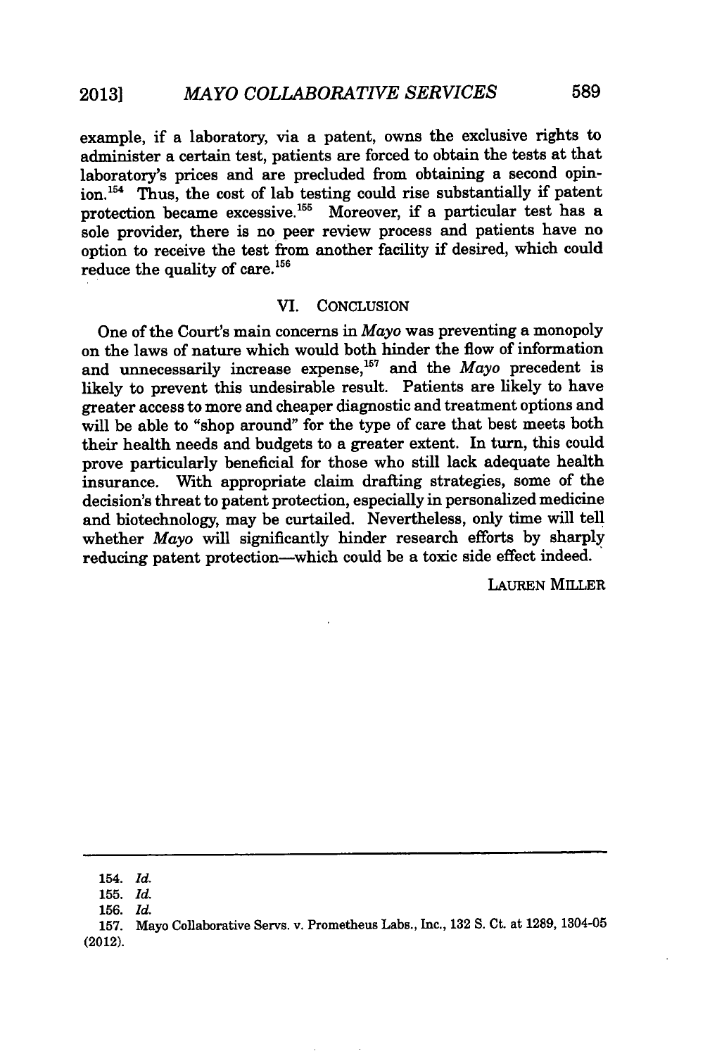example, if a laboratory, via a patent, owns the exclusive rights to administer a certain test, patients are forced to obtain the tests at that laboratory's prices and are precluded from obtaining a second opinion.[154] Thus, the cost of lab testing could rise substantially if patent protection became excessive.[155] Moreover, if a particular test has a sole provider, there is no peer review process and patients have no option to receive the test from another facility if desired, which could reduce the quality of care.[156]

## VI. CONCLUSION

One of the Court's main concerns in *Mayo* was preventing a monopoly on the laws of nature which would both hinder the flow of information and unnecessarily increase expense,[157] and the *Mayo* precedent is likely to prevent this undesirable result. Patients are likely to have greater access to more and cheaper diagnostic and treatment options and will be able to "shop around" for the type of care that best meets both their health needs and budgets to a greater extent. In turn, this could prove particularly beneficial for those who still lack adequate health insurance. With appropriate claim drafting strategies, some of the decision's threat to patent protection, especially in personalized medicine and biotechnology, may be curtailed. Nevertheless, only time will tell whether *Mayo* will significantly hinder research efforts by sharply reducing patent protection—which could be a toxic side effect indeed.

LAUREN MILLER

---

154. *Id.*

155. *Id.*

156. *Id.*

157. Mayo Collaborative Servs. v. Prometheus Labs., Inc., 132 S. Ct. at 1289, 1304-05 (2012).